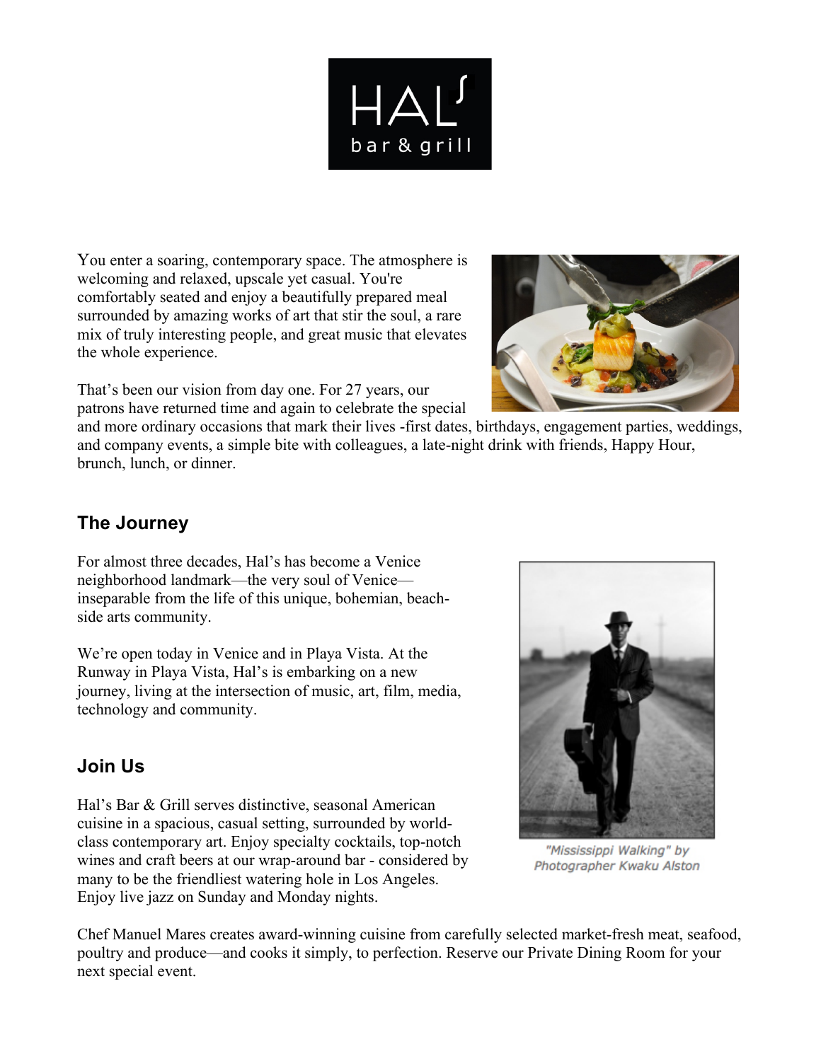# HAL's bar & grill

You enter a soaring, contemporary space. The atmosphere is welcoming and relaxed, upscale yet casual. You're comfortably seated and enjoy a beautifully prepared meal surrounded by amazing works of art that stir the soul, a rare mix of truly interesting people, and great music that elevates the whole experience.

That's been our vision from day one. For 27 years, our patrons have returned time and again to celebrate the special and more ordinary occasions that mark their lives -first dates, birthdays, engagement parties, weddings, and company events, a simple bite with colleagues, a late-night drink with friends, Happy Hour, brunch, lunch, or dinner.

## The Journey

For almost three decades, Hal's has become a Venice neighborhood landmark—the very soul of Venice—inseparable from the life of this unique, bohemian, beach-side arts community.

We're open today in Venice and in Playa Vista. At the Runway in Playa Vista, Hal's is embarking on a new journey, living at the intersection of music, art, film, media, technology and community.

"Mississippi Walking" by Photographer Kwaku Alston

## Join Us

Hal's Bar & Grill serves distinctive, seasonal American cuisine in a spacious, casual setting, surrounded by world-class contemporary art. Enjoy specialty cocktails, top-notch wines and craft beers at our wrap-around bar - considered by many to be the friendliest watering hole in Los Angeles. Enjoy live jazz on Sunday and Monday nights.

Chef Manuel Mares creates award-winning cuisine from carefully selected market-fresh meat, seafood, poultry and produce—and cooks it simply, to perfection. Reserve our Private Dining Room for your next special event.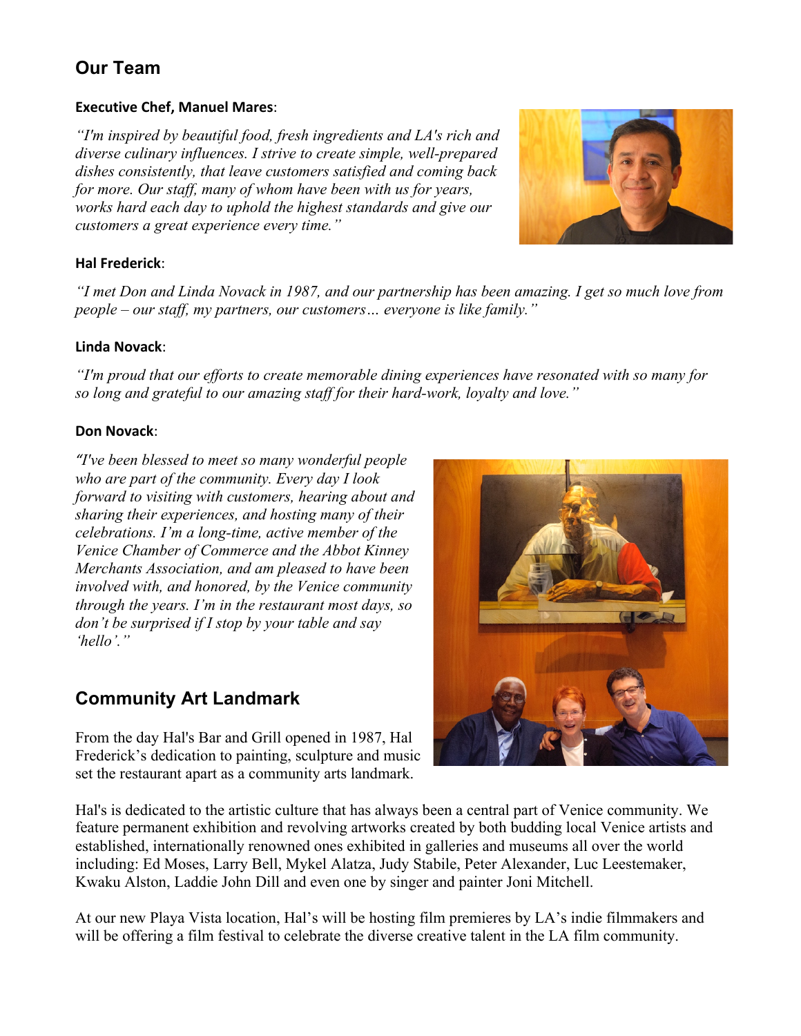## Our Team

**Executive Chef, Manuel Mares**:

*"I'm inspired by beautiful food, fresh ingredients and LA's rich and diverse culinary influences. I strive to create simple, well-prepared dishes consistently, that leave customers satisfied and coming back for more. Our staff, many of whom have been with us for years, works hard each day to uphold the highest standards and give our customers a great experience every time."*

**Hal Frederick**:

*"I met Don and Linda Novack in 1987, and our partnership has been amazing. I get so much love from people – our staff, my partners, our customers… everyone is like family."*

**Linda Novack**:

*"I'm proud that our efforts to create memorable dining experiences have resonated with so many for so long and grateful to our amazing staff for their hard-work, loyalty and love."*

**Don Novack**:

*"I've been blessed to meet so many wonderful people who are part of the community. Every day I look forward to visiting with customers, hearing about and sharing their experiences, and hosting many of their celebrations. I'm a long-time, active member of the Venice Chamber of Commerce and the Abbot Kinney Merchants Association, and am pleased to have been involved with, and honored, by the Venice community through the years. I'm in the restaurant most days, so don't be surprised if I stop by your table and say 'hello'."*

## Community Art Landmark

From the day Hal's Bar and Grill opened in 1987, Hal Frederick's dedication to painting, sculpture and music set the restaurant apart as a community arts landmark.

Hal's is dedicated to the artistic culture that has always been a central part of Venice community. We feature permanent exhibition and revolving artworks created by both budding local Venice artists and established, internationally renowned ones exhibited in galleries and museums all over the world including: Ed Moses, Larry Bell, Mykel Alatza, Judy Stabile, Peter Alexander, Luc Leestemaker, Kwaku Alston, Laddie John Dill and even one by singer and painter Joni Mitchell.

At our new Playa Vista location, Hal's will be hosting film premieres by LA's indie filmmakers and will be offering a film festival to celebrate the diverse creative talent in the LA film community.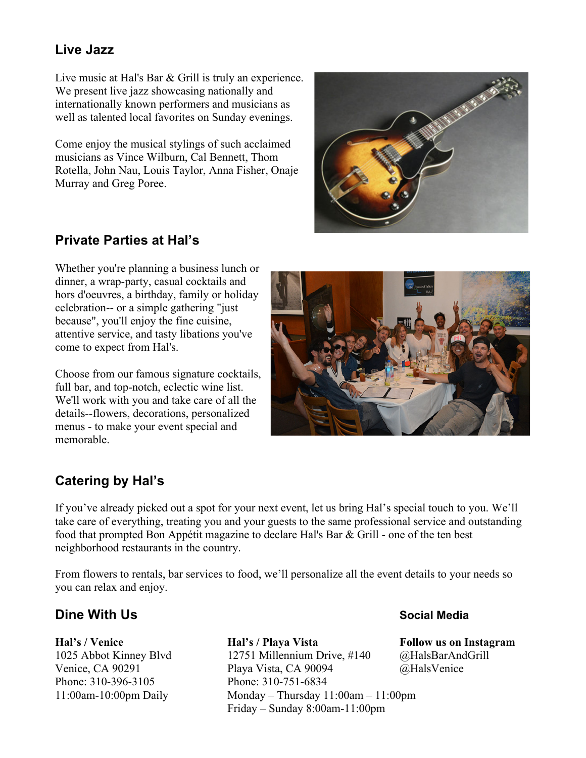## Live Jazz

Live music at Hal's Bar & Grill is truly an experience. We present live jazz showcasing nationally and internationally known performers and musicians as well as talented local favorites on Sunday evenings.

Come enjoy the musical stylings of such acclaimed musicians as Vince Wilburn, Cal Bennett, Thom Rotella, John Nau, Louis Taylor, Anna Fisher, Onaje Murray and Greg Poree.

## Private Parties at Hal's

Whether you're planning a business lunch or dinner, a wrap-party, casual cocktails and hors d'oeuvres, a birthday, family or holiday celebration-- or a simple gathering "just because", you'll enjoy the fine cuisine, attentive service, and tasty libations you've come to expect from Hal's.

Choose from our famous signature cocktails, full bar, and top-notch, eclectic wine list. We'll work with you and take care of all the details--flowers, decorations, personalized menus - to make your event special and memorable.

## Catering by Hal's

If you've already picked out a spot for your next event, let us bring Hal's special touch to you. We'll take care of everything, treating you and your guests to the same professional service and outstanding food that prompted Bon Appétit magazine to declare Hal's Bar & Grill - one of the ten best neighborhood restaurants in the country.

From flowers to rentals, bar services to food, we'll personalize all the event details to your needs so you can relax and enjoy.

## Dine With Us

**Hal's / Venice**
1025 Abbot Kinney Blvd
Venice, CA 90291
Phone: 310-396-3105
11:00am-10:00pm Daily

**Hal's / Playa Vista**
12751 Millennium Drive, #140
Playa Vista, CA 90094
Phone: 310-751-6834
Monday – Thursday 11:00am – 11:00pm
Friday – Sunday 8:00am-11:00pm

## Social Media

**Follow us on Instagram**
@HalsBarAndGrill
@HalsVenice